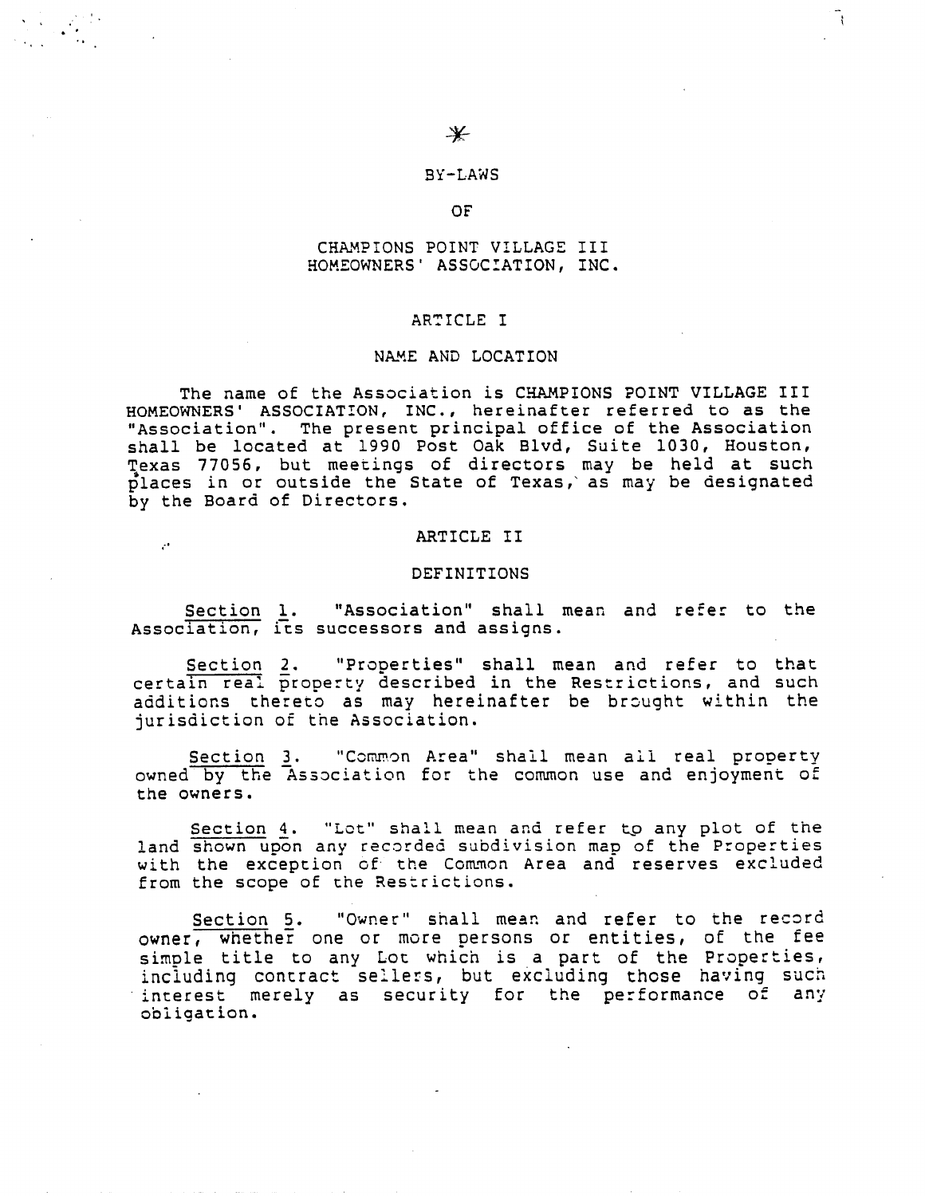# BY-LAWS

## OF

## CHAMPIONS POINT VILLAGE III HOMEOWNERS' ASSOCIATION, INC.

### ARTICLE I

### NAME AND LOCATION

The name of the Association is CHAMPIONS POINT VILLAGE III HOMEOWNERS' ASSOCIATION, INC., hereinafter referred to as the "Association". The present principal office of the Association shall be located at 1990 Post Oak Blvd, Suite 1030, Houston, Texas 77056, but meetings of directors may be held at such places in or outside the State of Texas, as may be designated by the Board of Directors.

### ARTICLE II

### DEFINITIONS

Section 1. "Association" shall mean and refer to the Association, its successors and assigns.

Section 2. "Properties" shall mean and refer to that certain real property described in the Restrictions, and such additions thereto as may hereinafter be brought within the jurisdiction of the Association.

Section 3. "Common Area" shall mean all real property owned by the Association for the common use and enjoyment of the owners.

Section 4. "Lot" shall mean and refer to any plot of the land shown upon any recorded subdivision map of the Properties with the exception of the Common Area and reserves excluded from the scope of the Restrictions.

Section 5. "Owner" shall mean and refer to the record owner, whether one or more persons or entities, of the fee simple title to any Lot which is a part of the Properties, including contract sellers, but excluding those having such interest merely as security for the performance of any obligation.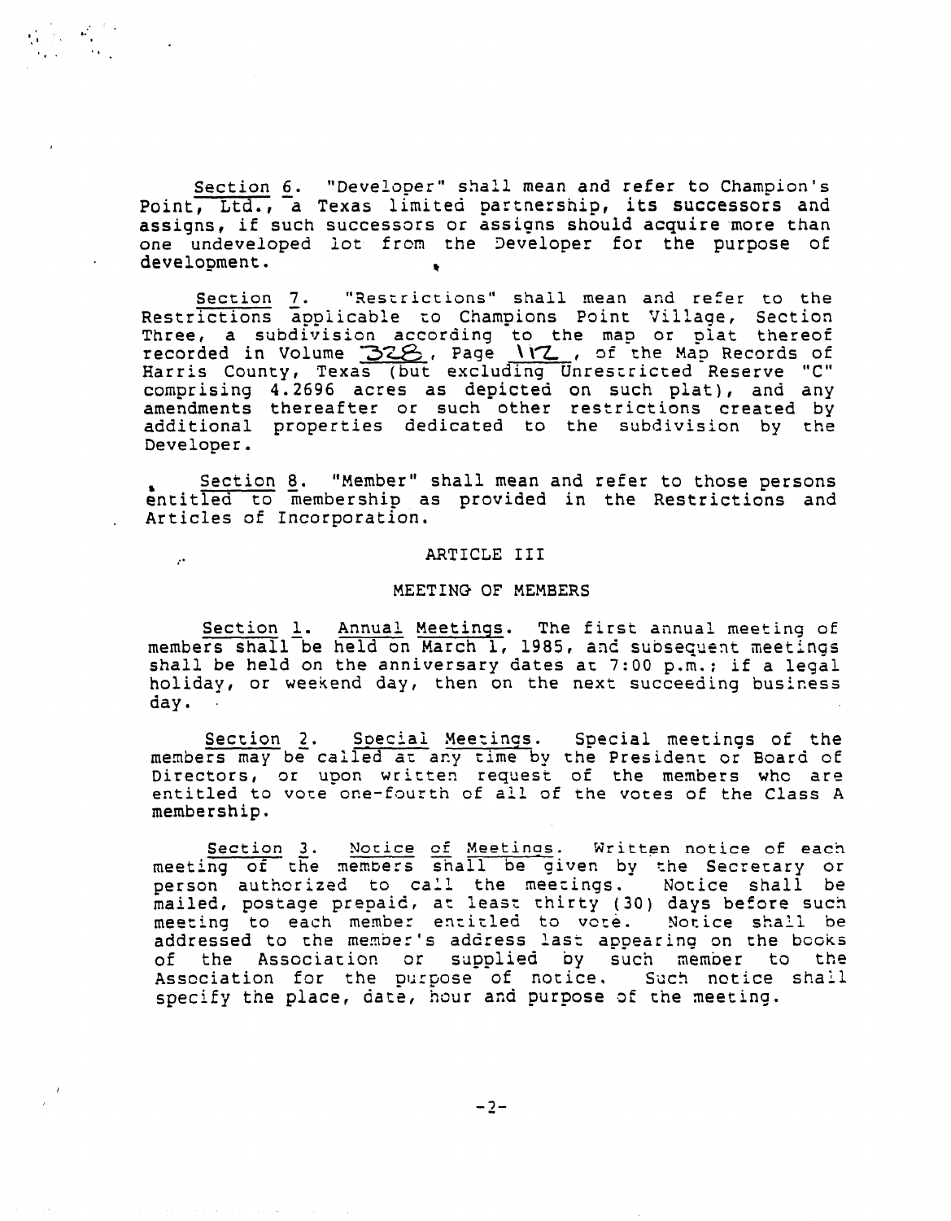Section 6. "Developer" shall mean and refer to Champion's Point, Ltd., a Texas limited partnership, its successors and assigns, if such successors or assigns should acquire more than one undeveloped lot from the Developer for the purpose of development.

Section 7. "Restrictions" shall mean and refer to the Restrictions applicable to Champions Point Village, Section Three, a subdivision according to the map or plat thereof recorded in Volume 328, Page 112, of the Map Records of Harris County, Texas (but excluding Unrestricted Reserve "C" comprising 4.2696 acres as depicted on such plat), and any amendments thereafter or such other restrictions created by additional properties dedicated to the subdivision by the Developer.

Section 8. "Member" shall mean and refer to those persons entitled to membership as provided in the Restrictions and Articles of Incorporation.

## ARTICLE III

## MEETING OF MEMBERS

Section 1. Annual Meetings. The first annual meeting of members shall be held on March 1, 1985, and subsequent meetings shall be held on the anniversary dates at 7:00 p.m.; if a legal holiday, or weekend day, then on the next succeeding business day.

Section 2. Special Meetings. Special meetings of the members may be called at any time by the President or Board of Directors, or upon written request of the members who are entitled to vote one-fourth of all of the votes of the Class A membership.

Section 3. Notice of Meetings. Written notice of each meeting of the members shall be given by the Secretary or person authorized to call the meetings. Notice shall be mailed, postage prepaid, at least thirty (30) days before such meeting to each member entitled to vote. Notice shall be addressed to the member's address last appearing on the books of the Association or supplied by such member to the Association for the purpose of notice. Such notice shall specify the place, date, hour and purpose of the meeting.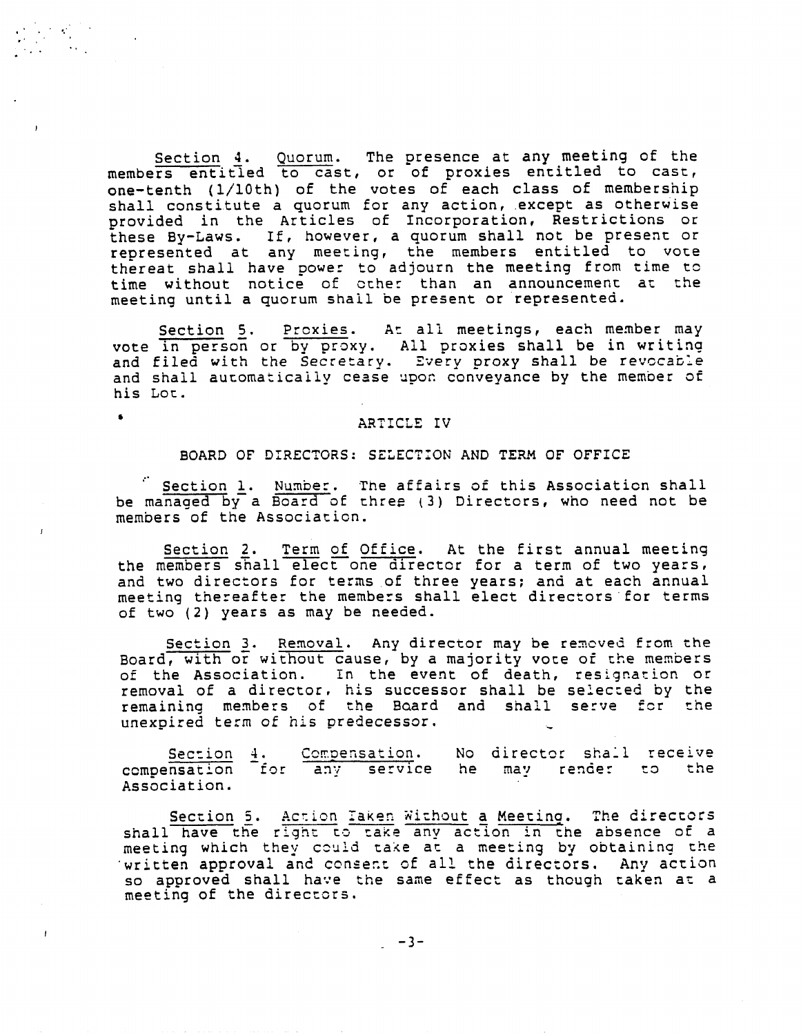Section 4. Quorum. The presence at any meeting of the members entitled to cast, or of proxies entitled to cast, one-tenth (1/10th) of the votes of each class of membership shall constitute a quorum for any action, except as otherwise provided in the Articles of Incorporation, Restrictions or these By-Laws. If, however, a quorum shall not be present or represented at any meeting, the members entitled to vote thereat shall have power to adjourn the meeting from time to time without notice of other than an announcement at the meeting until a quorum shall be present or represented.

Section 5. Proxies. At all meetings, each member may vote in person or by proxy. All proxies shall be in writing and filed with the Secretary. Every proxy shall be revocable and shall automatically cease upon conveyance by the member of his Lot.

## ARTICLE IV

### BOARD OF DIRECTORS: SELECTION AND TERM OF OFFICE

Section 1. Number. The affairs of this Association shall be managed by a Board of three (3) Directors, who need not be members of the Association.

Section 2. Term of Office. At the first annual meeting the members shall elect one director for a term of two years, and two directors for terms of three years; and at each annual meeting thereafter the members shall elect directors for terms of two (2) years as may be needed.

Section 3. Removal. Any director may be removed from the Board, with or without cause, by a majority vote of the members of the Association. In the event of death, resignation or removal of a director, his successor shall be selected by the remaining members of the Board and shall serve for the unexpired term of his predecessor.

Section 4. Compensation. No director shall receive compensation for any service he may render to the Association.

Section 5. Action Taken Without a Meeting. The directors shall have the right to take any action in the absence of a meeting which they could take at a meeting by obtaining the written approval and consent of all the directors. Any action so approved shall have the same effect as though taken at a meeting of the directors.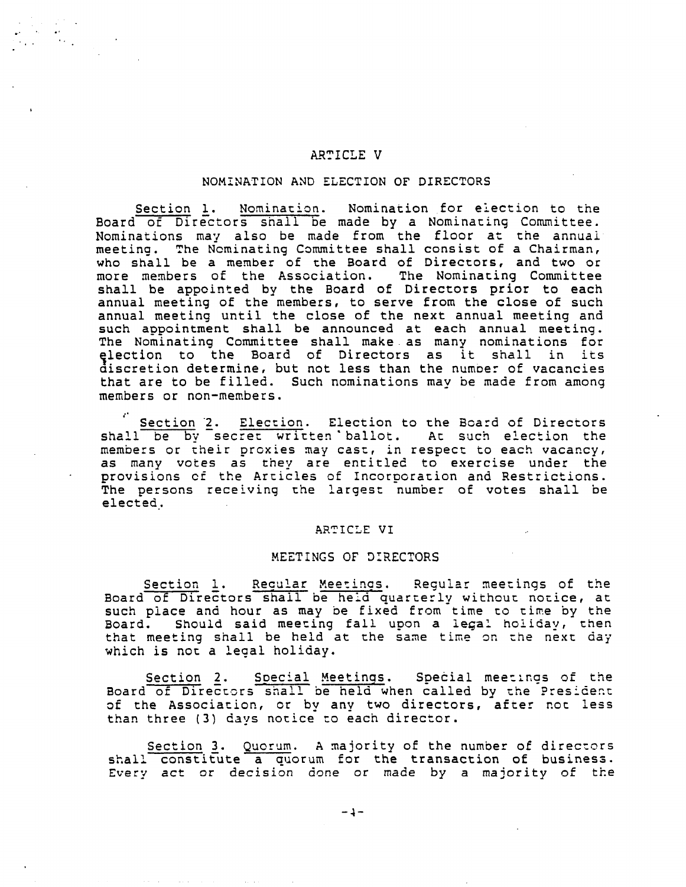## ARTICLE V

### NOMINATION AND ELECTION OF DIRECTORS

Section 1. Nomination. Nomination for election to the Board of Directors shall be made by a Nominating Committee. Nominations may also be made from the floor at the annual meeting. The Nominating Committee shall consist of a Chairman, who shall be a member of the Board of Directors, and two or more members of the Association. The Nominating Committee shall be appointed by the Board of Directors prior to each annual meeting of the members, to serve from the close of such annual meeting until the close of the next annual meeting and such appointment shall be announced at each annual meeting. The Nominating Committee shall make as many nominations for election to the Board of Directors as it shall in its discretion determine, but not less than the number of vacancies that are to be filled. Such nominations may be made from among members or non-members.

Section 2. Election. Election to the Board of Directors shall be by secret written ballot. At such election the members or their proxies may cast, in respect to each vacancy, as many votes as they are entitled to exercise under the provisions of the Articles of Incorporation and Restrictions. The persons receiving the largest number of votes shall be elected.

## ARTICLE VI

### MEETINGS OF DIRECTORS

Section 1. Regular Meetings. Regular meetings of the Board of Directors shall be held quarterly without notice, at such place and hour as may be fixed from time to time by the Board. Should said meeting fall upon a legal holiday, then that meeting shall be held at the same time on the next day which is not a legal holiday.

Section 2. Special Meetings. Special meetings of the Board of Directors shall be held when called by the President of the Association, or by any two directors, after not less than three (3) days notice to each director.

Section 3. Quorum. A majority of the number of directors shall constitute a quorum for the transaction of business. Every act or decision done or made by a majority of the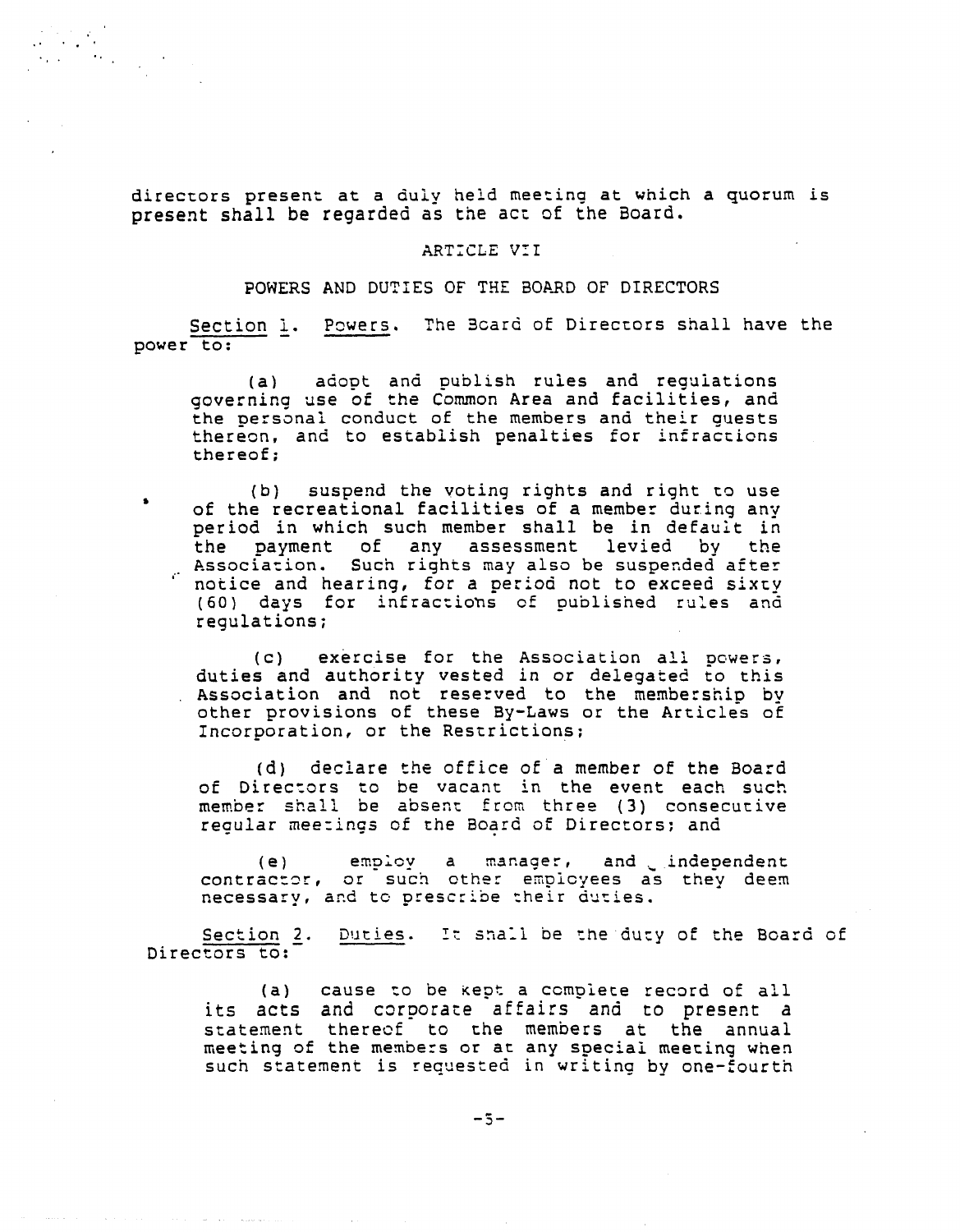directors present at a duly held meeting at which a quorum is present shall be regarded as the act of the Board.

## ARTICLE VII

## POWERS AND DUTIES OF THE BOARD OF DIRECTORS

Section 1. Powers. The Board of Directors shall have the power to:

(a) adopt and publish rules and regulations governing use of the Common Area and facilities, and the personal conduct of the members and their guests thereon, and to establish penalties for infractions thereof;

(b) suspend the voting rights and right to use of the recreational facilities of a member during any period in which such member shall be in default in the payment of any assessment levied by the Association. Such rights may also be suspended after notice and hearing, for a period not to exceed sixty (60) days for infractions of published rules and regulations;

(c) exercise for the Association all powers, duties and authority vested in or delegated to this Association and not reserved to the membership by other provisions of these By-Laws or the Articles of Incorporation, or the Restrictions;

(d) declare the office of a member of the Board of Directors to be vacant in the event each such member shall be absent from three (3) consecutive regular meetings of the Board of Directors; and

(e) employ a manager, and independent contractor, or such other employees as they deem necessary, and to prescribe their duties.

Section 2. Duties. It shall be the duty of the Board of Directors to:

(a) cause to be kept a complete record of all its acts and corporate affairs and to present a statement thereof to the members at the annual meeting of the members or at any special meeting when such statement is requested in writing by one-fourth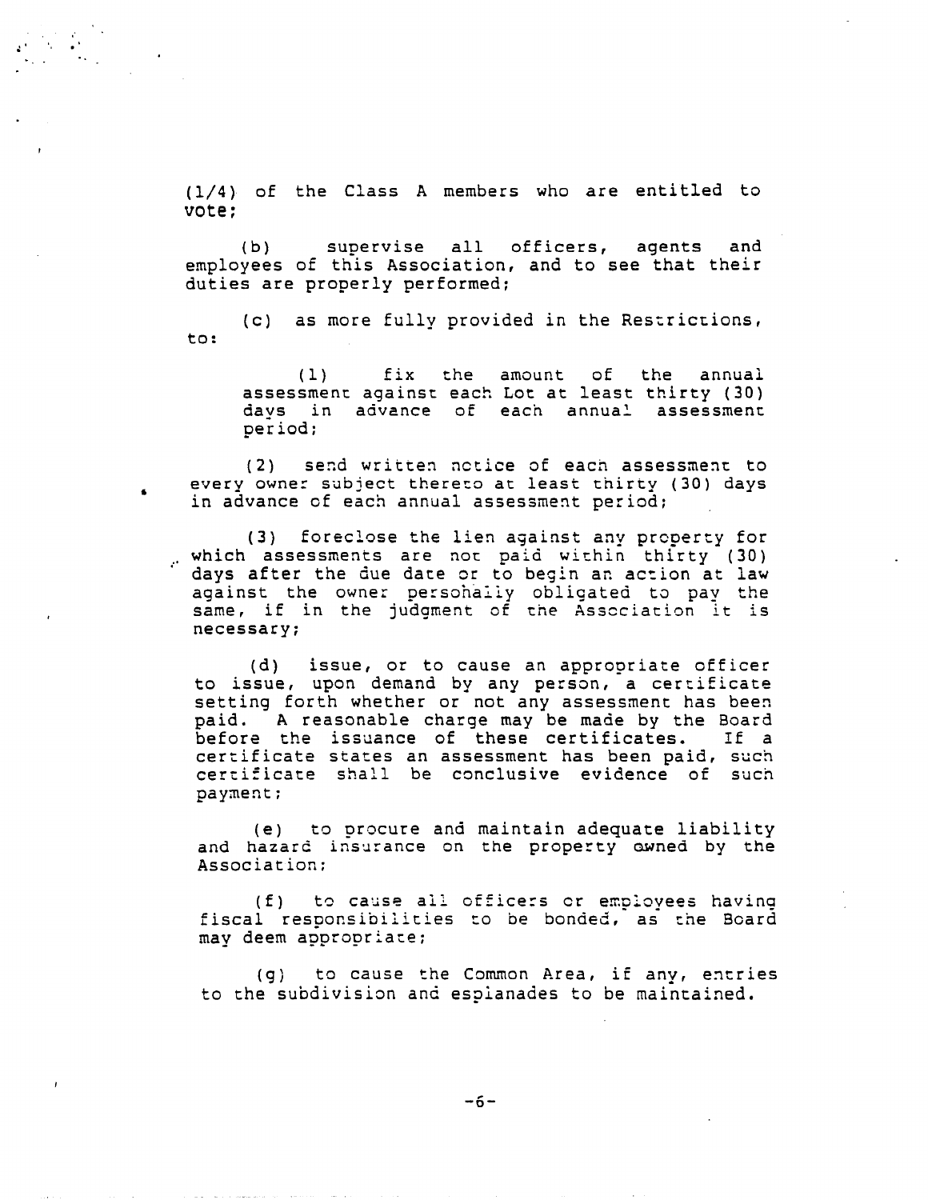(1/4) of the Class A members who are entitled to vote;

(b) supervise all officers, agents and employees of this Association, and to see that their duties are properly performed;

(c) as more fully provided in the Restrictions, to:

(1) fix the amount of the annual assessment against each Lot at least thirty (30) days in advance of each annual assessment period;

(2) send written notice of each assessment to every owner subject thereto at least thirty (30) days in advance of each annual assessment period;

(3) foreclose the lien against any property for which assessments are not paid within thirty (30) days after the due date or to begin an action at law against the owner personally obligated to pay the same, if in the judgment of the Association it is necessary;

(d) issue, or to cause an appropriate officer to issue, upon demand by any person, a certificate setting forth whether or not any assessment has been paid. A reasonable charge may be made by the Board before the issuance of these certificates. If a certificate states an assessment has been paid, such certificate shall be conclusive evidence of such payment;

(e) to procure and maintain adequate liability and hazard insurance on the property owned by the Association;

(f) to cause all officers or employees having fiscal responsibilities to be bonded, as the Board may deem appropriate;

(g) to cause the Common Area, if any, entries to the subdivision and esplanades to be maintained.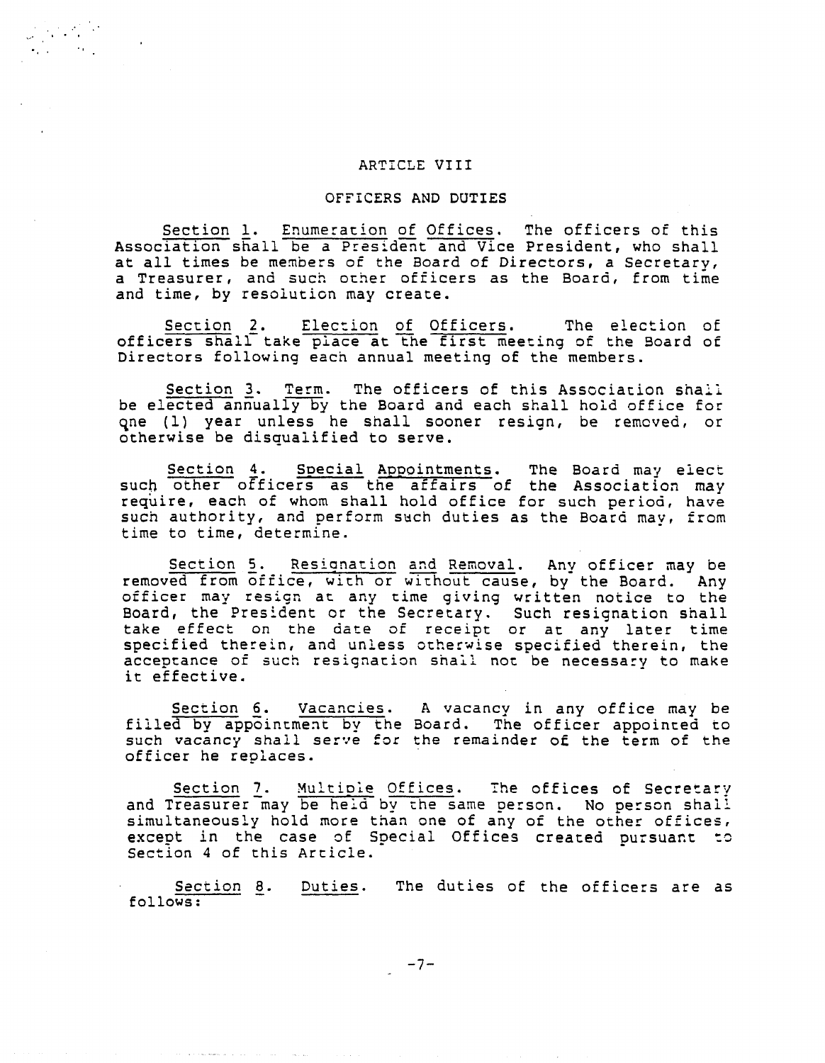## ARTICLE VIII

## OFFICERS AND DUTIES

Section 1. Enumeration of Offices. The officers of this Association shall be a President and Vice President, who shall at all times be members of the Board of Directors, a Secretary, a Treasurer, and such other officers as the Board, from time and time, by resolution may create.

Section 2. Election of Officers. The election of officers shall take place at the first meeting of the Board of Directors following each annual meeting of the members.

Section 3. Term. The officers of this Association shall be elected annually by the Board and each shall hold office for one (1) year unless he shall sooner resign, be removed, or otherwise be disqualified to serve.

Section 4. Special Appointments. The Board may elect such other officers as the affairs of the Association may require, each of whom shall hold office for such period, have such authority, and perform such duties as the Board may, from time to time, determine.

Section 5. Resignation and Removal. Any officer may be removed from office, with or without cause, by the Board. Any officer may resign at any time giving written notice to the Board, the President or the Secretary. Such resignation shall take effect on the date of receipt or at any later time specified therein, and unless otherwise specified therein, the acceptance of such resignation shall not be necessary to make it effective.

Section 6. Vacancies. A vacancy in any office may be filled by appointment by the Board. The officer appointed to such vacancy shall serve for the remainder of the term of the officer he replaces.

Section 7. Multiple Offices. The offices of Secretary and Treasurer may be held by the same person. No person shall simultaneously hold more than one of any of the other offices, except in the case of Special Offices created pursuant to Section 4 of this Article.

Section 8. Duties. The duties of the officers are as follows: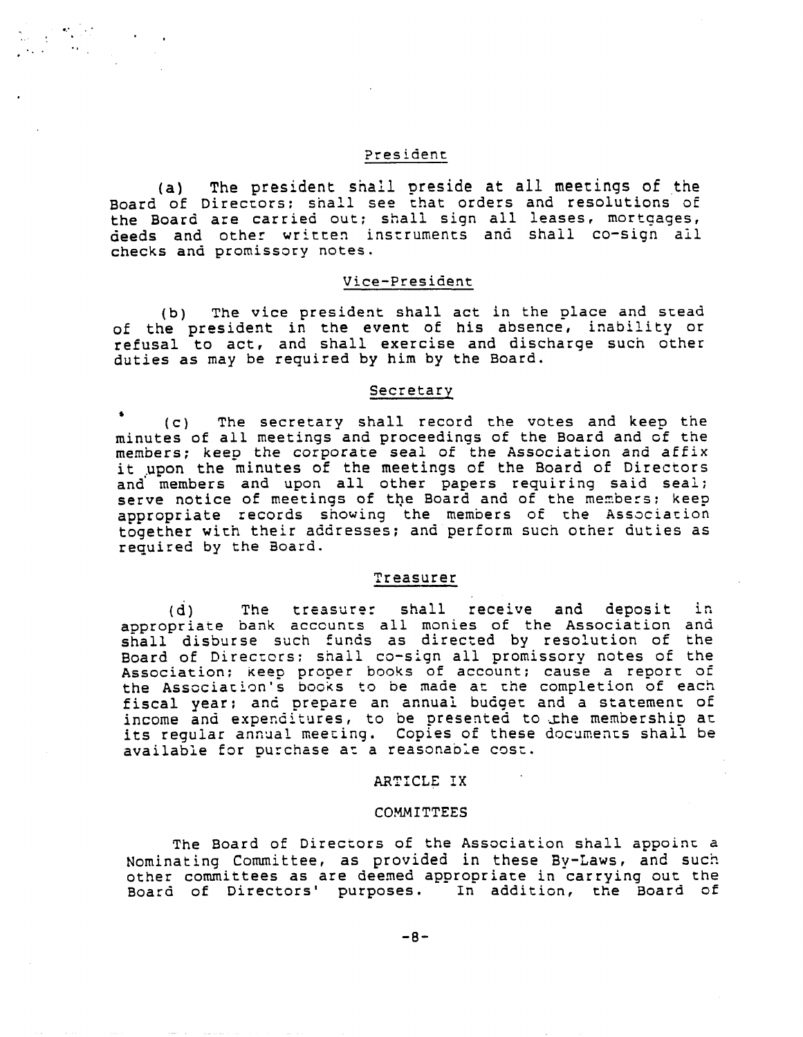### President

(a) The president shall preside at all meetings of the Board of Directors; shall see that orders and resolutions of the Board are carried out; shall sign all leases, mortgages, deeds and other written instruments and shall co-sign all checks and promissory notes.

### Vice-President

(b) The vice president shall act in the place and stead of the president in the event of his absence, inability or refusal to act, and shall exercise and discharge such other duties as may be required by him by the Board.

### Secretary

(c) The secretary shall record the votes and keep the minutes of all meetings and proceedings of the Board and of the members; keep the corporate seal of the Association and affix it upon the minutes of the meetings of the Board of Directors and members and upon all other papers requiring said seal; serve notice of meetings of the Board and of the members; keep appropriate records showing the members of the Association together with their addresses; and perform such other duties as required by the Board.

### Treasurer

(d) The treasurer shall receive and deposit in appropriate bank accounts all monies of the Association and shall disburse such funds as directed by resolution of the Board of Directors; shall co-sign all promissory notes of the Association; keep proper books of account; cause a report of the Association's books to be made at the completion of each fiscal year; and prepare an annual budget and a statement of income and expenditures, to be presented to the membership at its regular annual meeting. Copies of these documents shall be available for purchase at a reasonable cost.

## ARTICLE IX

## COMMITTEES

The Board of Directors of the Association shall appoint a Nominating Committee, as provided in these By-Laws, and such other committees as are deemed appropriate in carrying out the Board of Directors' purposes. In addition, the Board of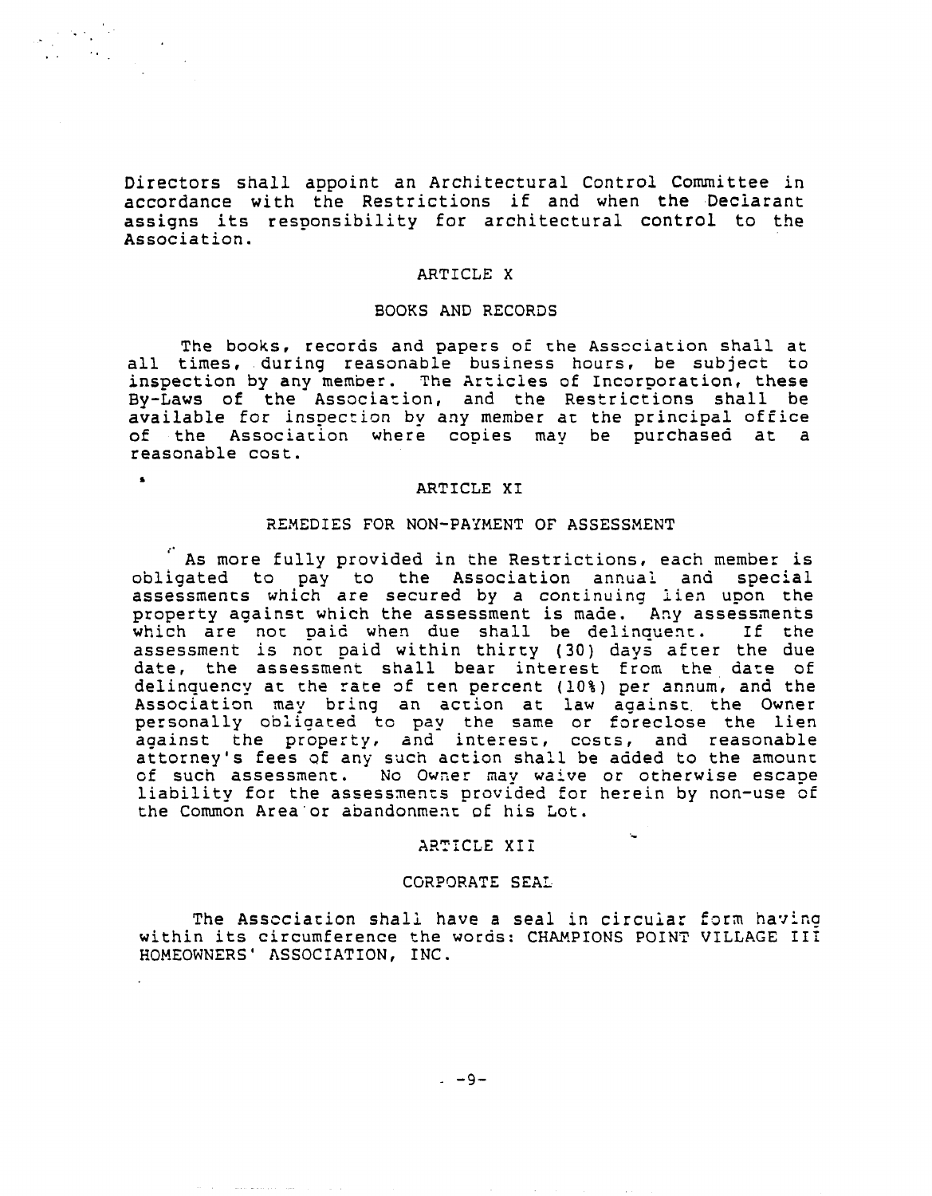Directors shall appoint an Architectural Control Committee in accordance with the Restrictions if and when the Declarant assigns its responsibility for architectural control to the Association.

## ARTICLE X

## BOOKS AND RECORDS

The books, records and papers of the Association shall at all times, during reasonable business hours, be subject to inspection by any member. The Articles of Incorporation, these By-Laws of the Association, and the Restrictions shall be available for inspection by any member at the principal office of the Association where copies may be purchased at a reasonable cost.

## ARTICLE XI

## REMEDIES FOR NON-PAYMENT OF ASSESSMENT

As more fully provided in the Restrictions, each member is obligated to pay to the Association annual and special assessments which are secured by a continuing lien upon the property against which the assessment is made. Any assessments which are not paid when due shall be delinquent. If the assessment is not paid within thirty (30) days after the due date, the assessment shall bear interest from the date of delinquency at the rate of ten percent (10%) per annum, and the Association may bring an action at law against the Owner personally obligated to pay the same or foreclose the lien against the property, and interest, costs, and reasonable attorney's fees of any such action shall be added to the amount of such assessment. No Owner may waive or otherwise escape liability for the assessments provided for herein by non-use of the Common Area or abandonment of his Lot.

## ARTICLE XII

## CORPORATE SEAL

The Association shall have a seal in circular form having within its circumference the words: CHAMPIONS POINT VILLAGE III HOMEOWNERS' ASSOCIATION, INC.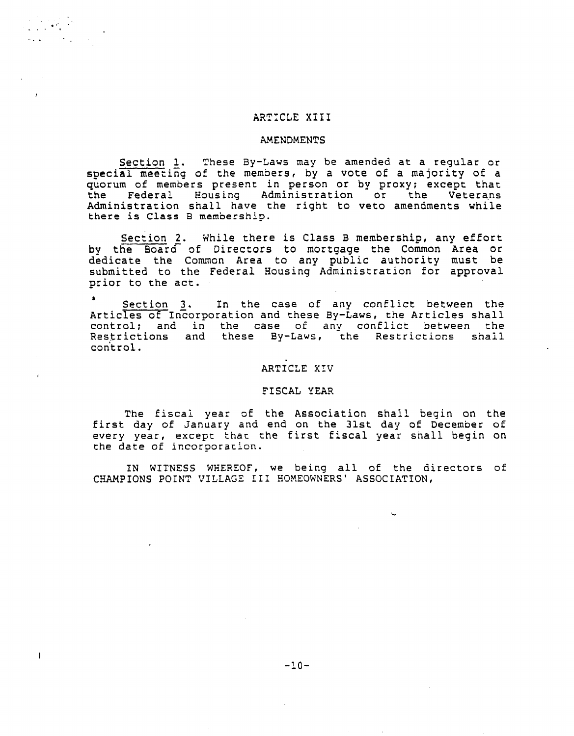## ARTICLE XIII

## AMENDMENTS

Section 1. These By-Laws may be amended at a regular or special meeting of the members, by a vote of a majority of a quorum of members present in person or by proxy; except that the Federal Housing Administration or the Veterans Administration shall have the right to veto amendments while there is Class B membership.

Section 2. While there is Class B membership, any effort by the Board of Directors to mortgage the Common Area or dedicate the Common Area to any public authority must be submitted to the Federal Housing Administration for approval prior to the act.

Section 3. In the case of any conflict between the Articles of Incorporation and these By-Laws, the Articles shall control; and in the case of any conflict between the Restrictions and these By-Laws, the Restrictions shall control.

## ARTICLE XIV

## FISCAL YEAR

The fiscal year of the Association shall begin on the first day of January and end on the 31st day of December of every year, except that the first fiscal year shall begin on the date of incorporation.

IN WITNESS WHEREOF, we being all of the directors of CHAMPIONS POINT VILLAGE III HOMEOWNERS' ASSOCIATION,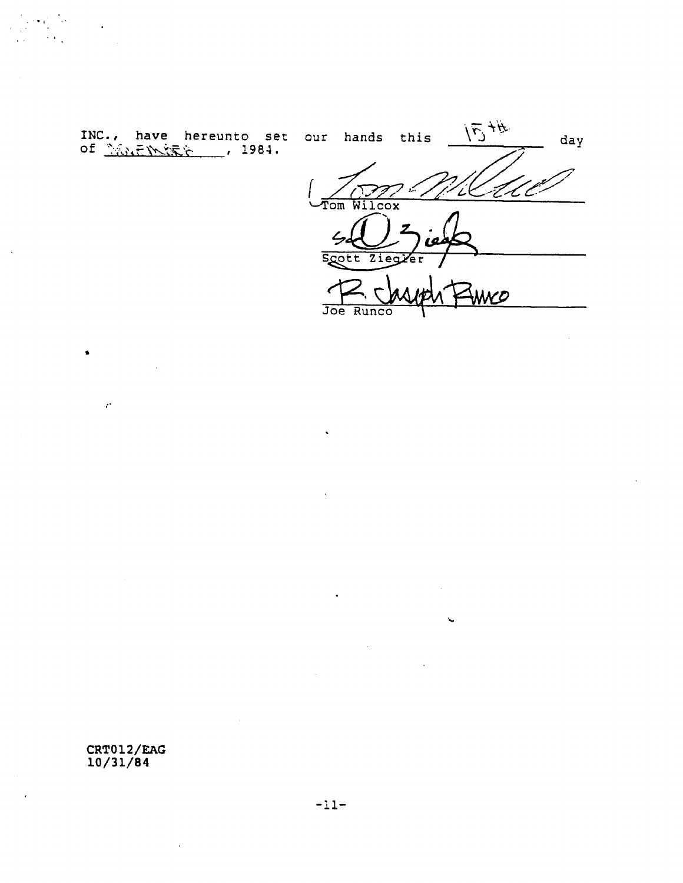INC., have hereunto set our hands this 15th day of NOVEMBER, 1984.

Tom Wilcox

Scott Ziegler

Joe Runco

CRT012/EAG
10/31/84